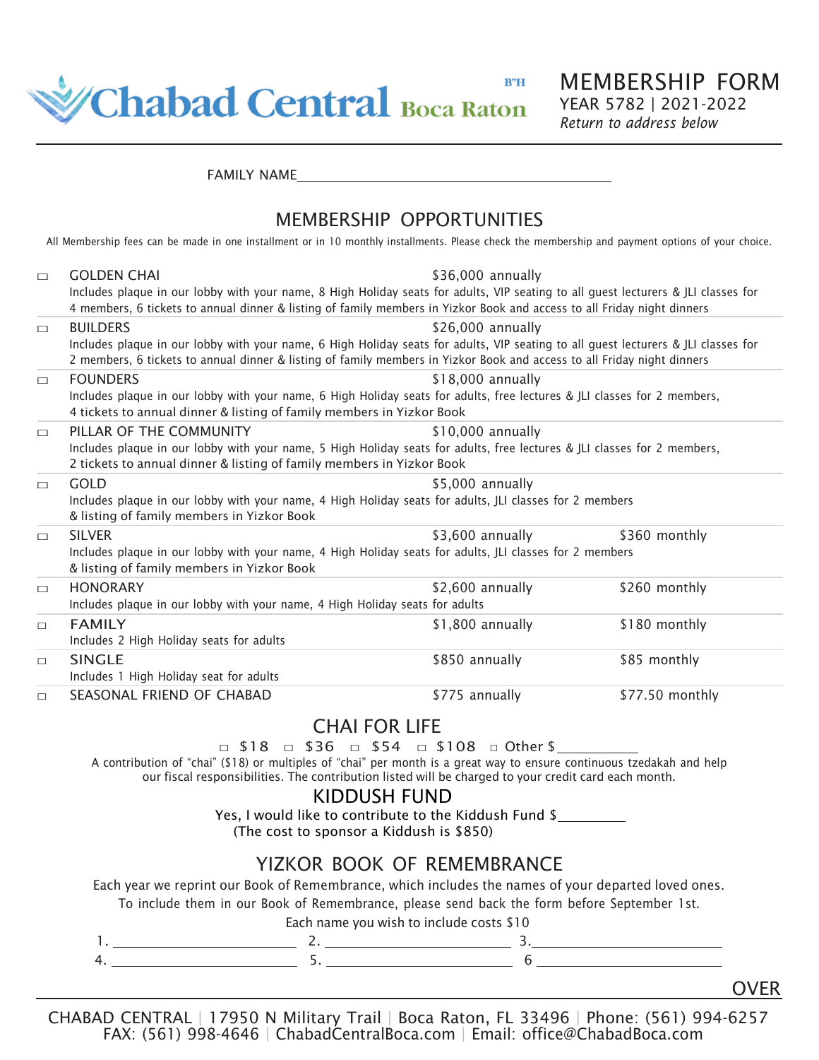Chabad Central Boca Raton

B"H

# MEMBERSHIP FORM

YEAR 5782 | 2021-2022

*Return to address below*

FAMILY NAME\_\_\_\_\_\_\_\_\_\_\_\_\_\_\_\_\_\_\_\_\_\_\_\_\_\_\_\_\_\_\_\_\_\_\_\_\_\_\_\_

## MEMBERSHIP OPPORTUNITIES

All Membership fees can be made in one installment or in 10 monthly installments. Please check the membership and payment options of your choice.

| | Membership | Annually | Monthly |
|---|---|---|---|
| □ | GOLDEN CHAI<br>Includes plaque in our lobby with your name, 8 High Holiday seats for adults, VIP seating to all guest lecturers & JLI classes for 4 members, 6 tickets to annual dinner & listing of family members in Yizkor Book and access to all Friday night dinners | $36,000 annually | |
| □ | BUILDERS<br>Includes plaque in our lobby with your name, 6 High Holiday seats for adults, VIP seating to all guest lecturers & JLI classes for 2 members, 6 tickets to annual dinner & listing of family members in Yizkor Book and access to all Friday night dinners | $26,000 annually | |
| □ | FOUNDERS<br>Includes plaque in our lobby with your name, 6 High Holiday seats for adults, free lectures & JLI classes for 2 members, 4 tickets to annual dinner & listing of family members in Yizkor Book | $18,000 annually | |
| □ | PILLAR OF THE COMMUNITY<br>Includes plaque in our lobby with your name, 5 High Holiday seats for adults, free lectures & JLI classes for 2 members, 2 tickets to annual dinner & listing of family members in Yizkor Book | $10,000 annually | |
| □ | GOLD<br>Includes plaque in our lobby with your name, 4 High Holiday seats for adults, JLI classes for 2 members & listing of family members in Yizkor Book | $5,000 annually | |
| □ | SILVER<br>Includes plaque in our lobby with your name, 4 High Holiday seats for adults, JLI classes for 2 members & listing of family members in Yizkor Book | $3,600 annually | $360 monthly |
| □ | HONORARY<br>Includes plaque in our lobby with your name, 4 High Holiday seats for adults | $2,600 annually | $260 monthly |
| □ | FAMILY<br>Includes 2 High Holiday seats for adults | $1,800 annually | $180 monthly |
| □ | SINGLE<br>Includes 1 High Holiday seat for adults | $850 annually | $85 monthly |
| □ | SEASONAL FRIEND OF CHABAD | $775 annually | $77.50 monthly |

## CHAI FOR LIFE

□ $18 □ $36 □ $54 □ $108 □ Other $\_\_\_\_\_\_\_\_\_\_

A contribution of "chai" ($18) or multiples of "chai" per month is a great way to ensure continuous tzedakah and help our fiscal responsibilities. The contribution listed will be charged to your credit card each month.

## KIDDUSH FUND

Yes, I would like to contribute to the Kiddush Fund $\_\_\_\_\_\_\_\_\_

(The cost to sponsor a Kiddush is $850)

## YIZKOR BOOK OF REMEMBRANCE

Each year we reprint our Book of Remembrance, which includes the names of your departed loved ones. To include them in our Book of Remembrance, please send back the form before September 1st.

Each name you wish to include costs $10

1. \_\_\_\_\_\_\_\_\_\_\_\_\_\_\_\_\_\_\_\_ 2. \_\_\_\_\_\_\_\_\_\_\_\_\_\_\_\_\_\_\_\_ 3. \_\_\_\_\_\_\_\_\_\_\_\_\_\_\_\_\_\_\_\_

4. \_\_\_\_\_\_\_\_\_\_\_\_\_\_\_\_\_\_\_\_ 5. \_\_\_\_\_\_\_\_\_\_\_\_\_\_\_\_\_\_\_\_ 6 \_\_\_\_\_\_\_\_\_\_\_\_\_\_\_\_\_\_\_\_

OVER

CHABAD CENTRAL | 17950 N Military Trail | Boca Raton, FL 33496 | Phone: (561) 994-6257
FAX: (561) 998-4646 | ChabadCentralBoca.com | Email: office@ChabadBoca.com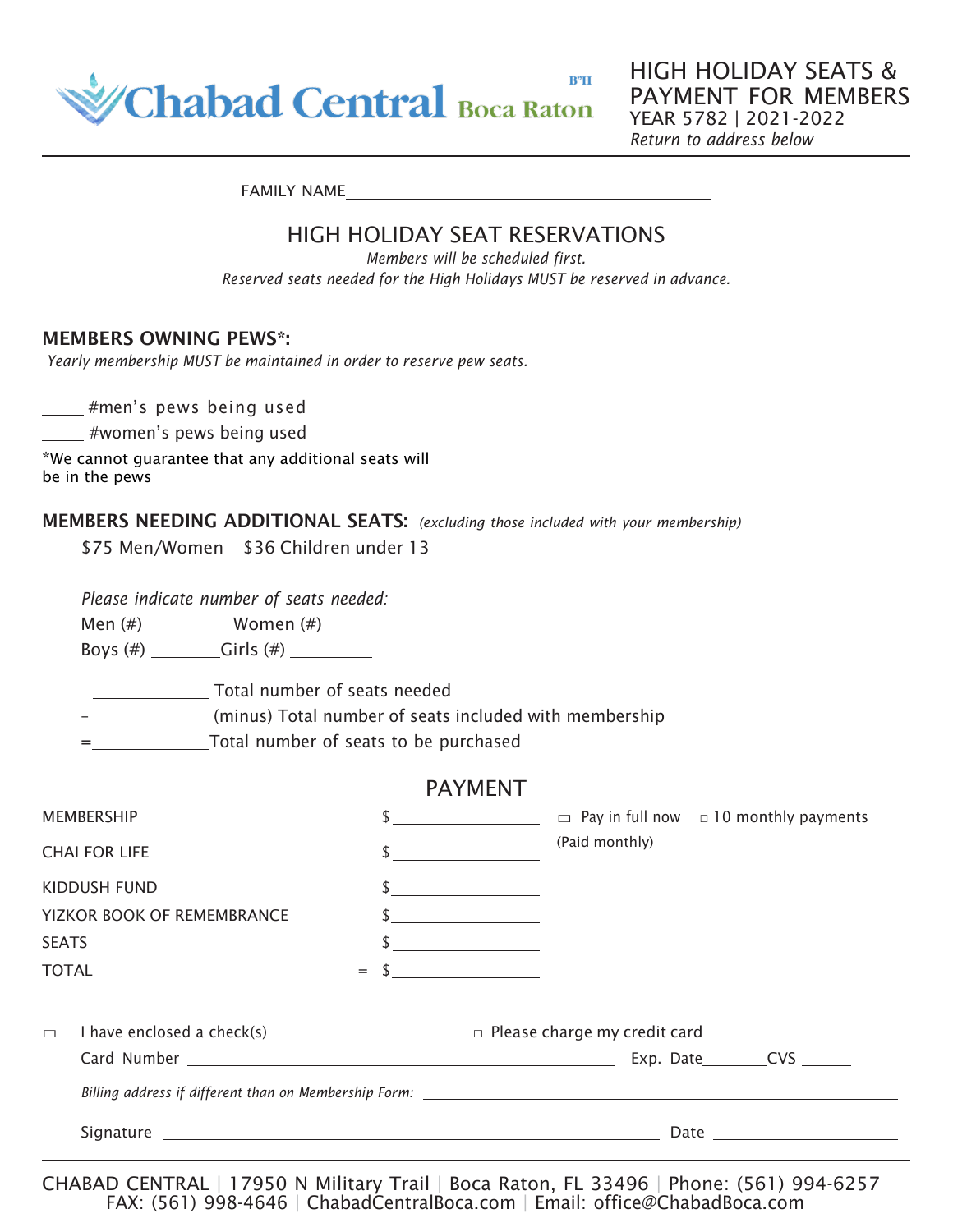Chabad Central Boca Raton B"H

# HIGH HOLIDAY SEATS & PAYMENT FOR MEMBERS

YEAR 5782 | 2021-2022

*Return to address below*

---

FAMILY NAME\_\_\_\_\_\_\_\_\_\_\_\_\_\_\_\_\_\_\_\_\_\_\_\_\_\_\_\_\_\_\_\_\_\_\_\_

## HIGH HOLIDAY SEAT RESERVATIONS

*Members will be scheduled first.*

*Reserved seats needed for the High Holidays MUST be reserved in advance.*

### MEMBERS OWNING PEWS*:

*Yearly membership MUST be maintained in order to reserve pew seats.*

\_\_\_\_\_ #men's pews being used

\_\_\_\_\_ #women's pews being used

*We cannot guarantee that any additional seats will be in the pews

### MEMBERS NEEDING ADDITIONAL SEATS: *(excluding those included with your membership)*

$75 Men/Women    $36 Children under 13

*Please indicate number of seats needed:*

Men (#) \_\_\_\_\_\_\_\_ Women (#) \_\_\_\_\_\_\_\_

Boys (#) \_\_\_\_\_\_\_\_ Girls (#) \_\_\_\_\_\_\_\_

\_\_\_\_\_\_\_\_\_\_\_\_ Total number of seats needed

– \_\_\_\_\_\_\_\_\_\_\_\_ (minus) Total number of seats included with membership

= \_\_\_\_\_\_\_\_\_\_\_\_ Total number of seats to be purchased

## PAYMENT

| | | |
|---|---|---|
| MEMBERSHIP | $ \_\_\_\_\_\_\_\_\_\_ | ☐ Pay in full now ☐ 10 monthly payments (Paid monthly) |
| CHAI FOR LIFE | $ \_\_\_\_\_\_\_\_\_\_ | |
| KIDDUSH FUND | $ \_\_\_\_\_\_\_\_\_\_ | |
| YIZKOR BOOK OF REMEMBRANCE | $ \_\_\_\_\_\_\_\_\_\_ | |
| SEATS | $ \_\_\_\_\_\_\_\_\_\_ | |
| TOTAL | = $ \_\_\_\_\_\_\_\_\_\_ | |

☐ I have enclosed a check(s)    ☐ Please charge my credit card

Card Number \_\_\_\_\_\_\_\_\_\_\_\_\_\_\_\_\_\_\_\_\_\_\_\_ Exp. Date\_\_\_\_\_\_\_ CVS \_\_\_\_\_\_

*Billing address if different than on Membership Form:* \_\_\_\_\_\_\_\_\_\_\_\_\_\_\_\_\_\_\_\_\_\_\_\_

Signature \_\_\_\_\_\_\_\_\_\_\_\_\_\_\_\_\_\_\_\_\_\_\_\_ Date \_\_\_\_\_\_\_\_\_\_\_\_

---

CHABAD CENTRAL | 17950 N Military Trail | Boca Raton, FL 33496 | Phone: (561) 994-6257
FAX: (561) 998-4646 | ChabadCentralBoca.com | Email: office@ChabadBoca.com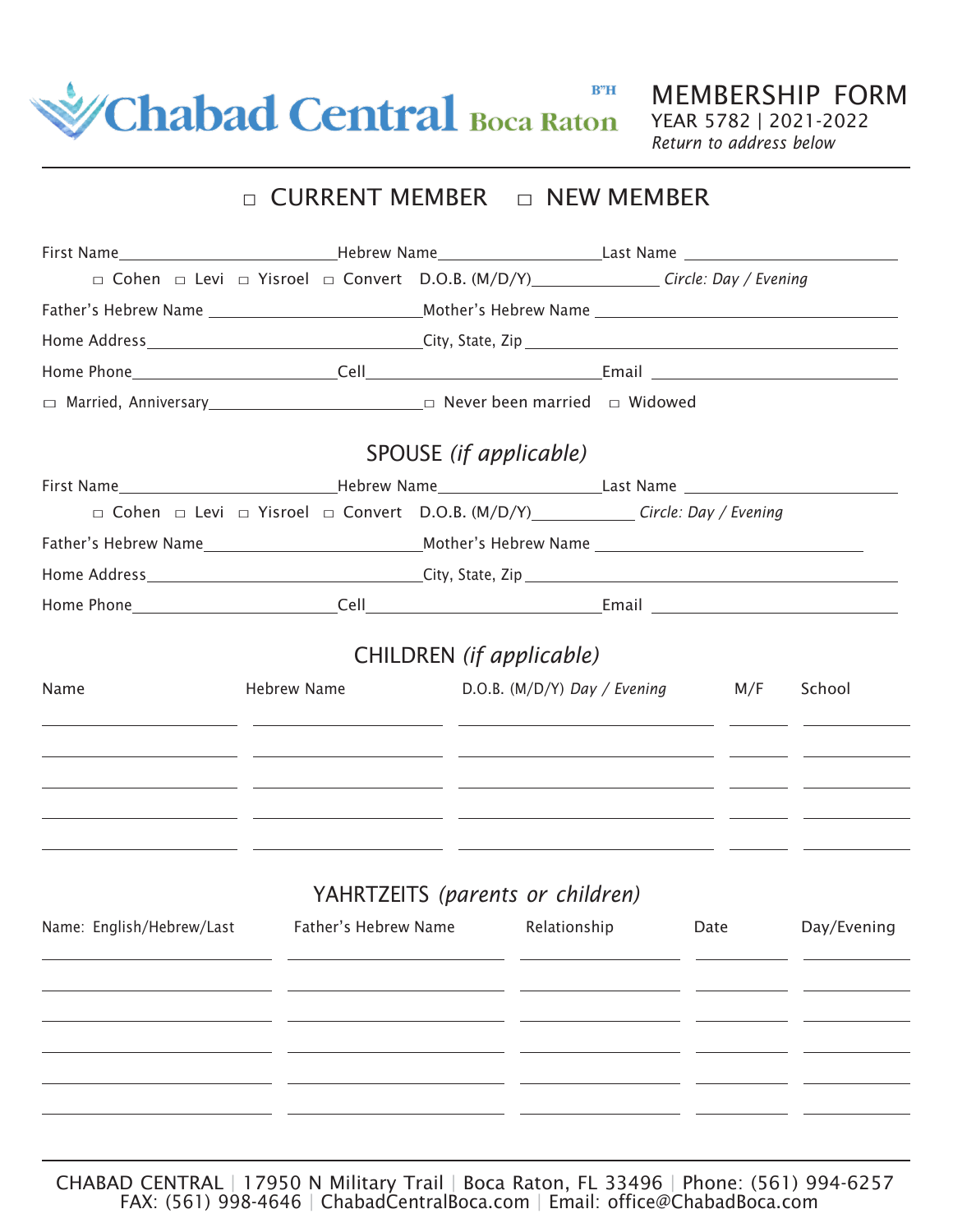Chabad Central Boca Raton B"H

# MEMBERSHIP FORM

YEAR 5782 | 2021-2022

*Return to address below*

☐ CURRENT MEMBER ☐ NEW MEMBER

First Name\_\_\_\_\_\_\_\_\_\_\_\_\_\_\_\_\_\_\_\_ Hebrew Name\_\_\_\_\_\_\_\_\_\_\_\_\_\_\_\_\_\_\_\_ Last Name \_\_\_\_\_\_\_\_\_\_\_\_\_\_\_\_\_\_\_\_

☐ Cohen ☐ Levi ☐ Yisroel ☐ Convert D.O.B. (M/D/Y)\_\_\_\_\_\_\_\_\_\_\_\_\_\_\_\_ *Circle: Day / Evening*

Father's Hebrew Name \_\_\_\_\_\_\_\_\_\_\_\_\_\_\_\_\_\_\_\_ Mother's Hebrew Name \_\_\_\_\_\_\_\_\_\_\_\_\_\_\_\_\_\_\_\_

Home Address\_\_\_\_\_\_\_\_\_\_\_\_\_\_\_\_\_\_\_\_ City, State, Zip \_\_\_\_\_\_\_\_\_\_\_\_\_\_\_\_\_\_\_\_

Home Phone\_\_\_\_\_\_\_\_\_\_\_\_\_\_\_\_\_\_\_\_ Cell\_\_\_\_\_\_\_\_\_\_\_\_\_\_\_\_\_\_\_\_ Email \_\_\_\_\_\_\_\_\_\_\_\_\_\_\_\_\_\_\_\_

☐ Married, Anniversary\_\_\_\_\_\_\_\_\_\_\_\_\_\_\_\_\_\_\_\_ ☐ Never been married ☐ Widowed

## SPOUSE *(if applicable)*

First Name\_\_\_\_\_\_\_\_\_\_\_\_\_\_\_\_\_\_\_\_ Hebrew Name\_\_\_\_\_\_\_\_\_\_\_\_\_\_\_\_\_\_\_\_ Last Name \_\_\_\_\_\_\_\_\_\_\_\_\_\_\_\_\_\_\_\_

☐ Cohen ☐ Levi ☐ Yisroel ☐ Convert D.O.B. (M/D/Y)\_\_\_\_\_\_\_\_\_\_\_\_\_\_\_\_ *Circle: Day / Evening*

Father's Hebrew Name\_\_\_\_\_\_\_\_\_\_\_\_\_\_\_\_\_\_\_\_ Mother's Hebrew Name \_\_\_\_\_\_\_\_\_\_\_\_\_\_\_\_\_\_\_\_

Home Address\_\_\_\_\_\_\_\_\_\_\_\_\_\_\_\_\_\_\_\_ City, State, Zip \_\_\_\_\_\_\_\_\_\_\_\_\_\_\_\_\_\_\_\_

Home Phone\_\_\_\_\_\_\_\_\_\_\_\_\_\_\_\_\_\_\_\_ Cell\_\_\_\_\_\_\_\_\_\_\_\_\_\_\_\_\_\_\_\_ Email \_\_\_\_\_\_\_\_\_\_\_\_\_\_\_\_\_\_\_\_

## CHILDREN *(if applicable)*

| Name | Hebrew Name | D.O.B. (M/D/Y) *Day / Evening* | M/F | School |
|---|---|---|---|---|
| | | | | |
| | | | | |
| | | | | |
| | | | | |
| | | | | |

## YAHRTZEITS *(parents or children)*

| Name: English/Hebrew/Last | Father's Hebrew Name | Relationship | Date | Day/Evening |
|---|---|---|---|---|
| | | | | |
| | | | | |
| | | | | |
| | | | | |
| | | | | |
| | | | | |

CHABAD CENTRAL | 17950 N Military Trail | Boca Raton, FL 33496 | Phone: (561) 994-6257
FAX: (561) 998-4646 | ChabadCentralBoca.com | Email: office@ChabadBoca.com